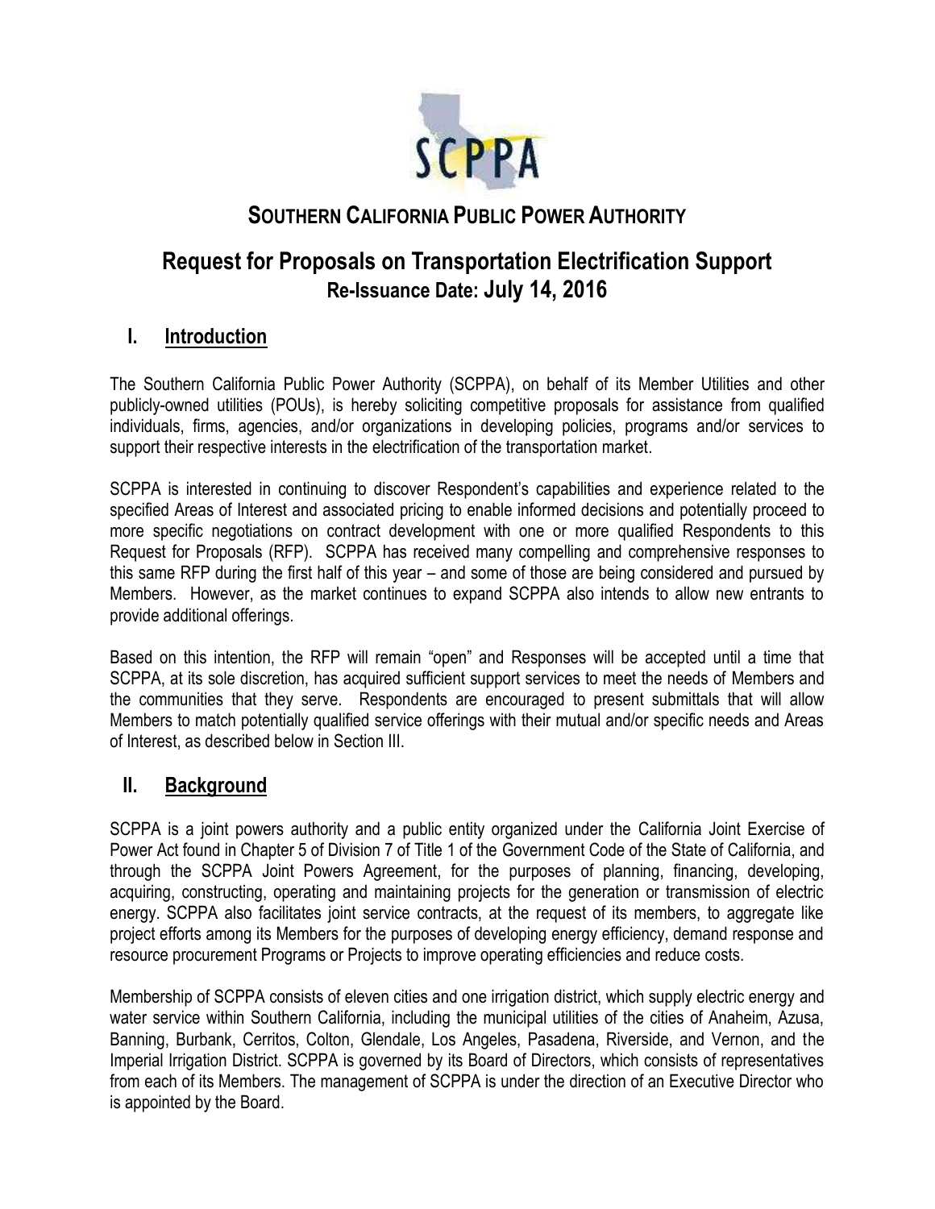# SOUTHERN CALIFORNIA PUBLIC POWER AUTHORITY

## Request for Proposals on Transportation Electrification Support
### Re-Issuance Date: July 14, 2016

## I. Introduction

The Southern California Public Power Authority (SCPPA), on behalf of its Member Utilities and other publicly-owned utilities (POUs), is hereby soliciting competitive proposals for assistance from qualified individuals, firms, agencies, and/or organizations in developing policies, programs and/or services to support their respective interests in the electrification of the transportation market.

SCPPA is interested in continuing to discover Respondent's capabilities and experience related to the specified Areas of Interest and associated pricing to enable informed decisions and potentially proceed to more specific negotiations on contract development with one or more qualified Respondents to this Request for Proposals (RFP). SCPPA has received many compelling and comprehensive responses to this same RFP during the first half of this year – and some of those are being considered and pursued by Members. However, as the market continues to expand SCPPA also intends to allow new entrants to provide additional offerings.

Based on this intention, the RFP will remain "open" and Responses will be accepted until a time that SCPPA, at its sole discretion, has acquired sufficient support services to meet the needs of Members and the communities that they serve. Respondents are encouraged to present submittals that will allow Members to match potentially qualified service offerings with their mutual and/or specific needs and Areas of Interest, as described below in Section III.

## II. Background

SCPPA is a joint powers authority and a public entity organized under the California Joint Exercise of Power Act found in Chapter 5 of Division 7 of Title 1 of the Government Code of the State of California, and through the SCPPA Joint Powers Agreement, for the purposes of planning, financing, developing, acquiring, constructing, operating and maintaining projects for the generation or transmission of electric energy. SCPPA also facilitates joint service contracts, at the request of its members, to aggregate like project efforts among its Members for the purposes of developing energy efficiency, demand response and resource procurement Programs or Projects to improve operating efficiencies and reduce costs.

Membership of SCPPA consists of eleven cities and one irrigation district, which supply electric energy and water service within Southern California, including the municipal utilities of the cities of Anaheim, Azusa, Banning, Burbank, Cerritos, Colton, Glendale, Los Angeles, Pasadena, Riverside, and Vernon, and the Imperial Irrigation District. SCPPA is governed by its Board of Directors, which consists of representatives from each of its Members. The management of SCPPA is under the direction of an Executive Director who is appointed by the Board.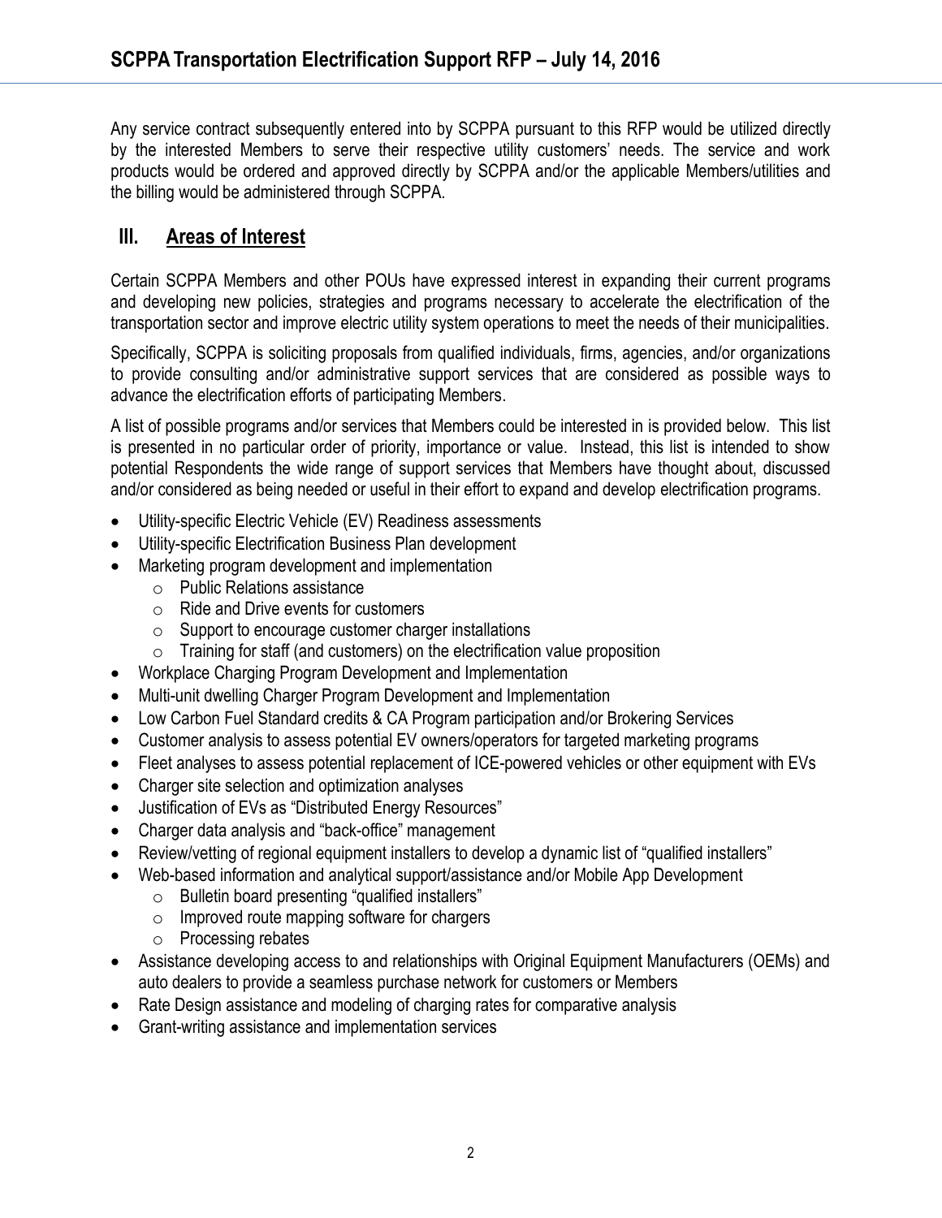Any service contract subsequently entered into by SCPPA pursuant to this RFP would be utilized directly by the interested Members to serve their respective utility customers' needs. The service and work products would be ordered and approved directly by SCPPA and/or the applicable Members/utilities and the billing would be administered through SCPPA.

## III. Areas of Interest

Certain SCPPA Members and other POUs have expressed interest in expanding their current programs and developing new policies, strategies and programs necessary to accelerate the electrification of the transportation sector and improve electric utility system operations to meet the needs of their municipalities.

Specifically, SCPPA is soliciting proposals from qualified individuals, firms, agencies, and/or organizations to provide consulting and/or administrative support services that are considered as possible ways to advance the electrification efforts of participating Members.

A list of possible programs and/or services that Members could be interested in is provided below. This list is presented in no particular order of priority, importance or value. Instead, this list is intended to show potential Respondents the wide range of support services that Members have thought about, discussed and/or considered as being needed or useful in their effort to expand and develop electrification programs.

- Utility-specific Electric Vehicle (EV) Readiness assessments
- Utility-specific Electrification Business Plan development
- Marketing program development and implementation
  - Public Relations assistance
  - Ride and Drive events for customers
  - Support to encourage customer charger installations
  - Training for staff (and customers) on the electrification value proposition
- Workplace Charging Program Development and Implementation
- Multi-unit dwelling Charger Program Development and Implementation
- Low Carbon Fuel Standard credits & CA Program participation and/or Brokering Services
- Customer analysis to assess potential EV owners/operators for targeted marketing programs
- Fleet analyses to assess potential replacement of ICE-powered vehicles or other equipment with EVs
- Charger site selection and optimization analyses
- Justification of EVs as "Distributed Energy Resources"
- Charger data analysis and "back-office" management
- Review/vetting of regional equipment installers to develop a dynamic list of "qualified installers"
- Web-based information and analytical support/assistance and/or Mobile App Development
  - Bulletin board presenting "qualified installers"
  - Improved route mapping software for chargers
  - Processing rebates
- Assistance developing access to and relationships with Original Equipment Manufacturers (OEMs) and auto dealers to provide a seamless purchase network for customers or Members
- Rate Design assistance and modeling of charging rates for comparative analysis
- Grant-writing assistance and implementation services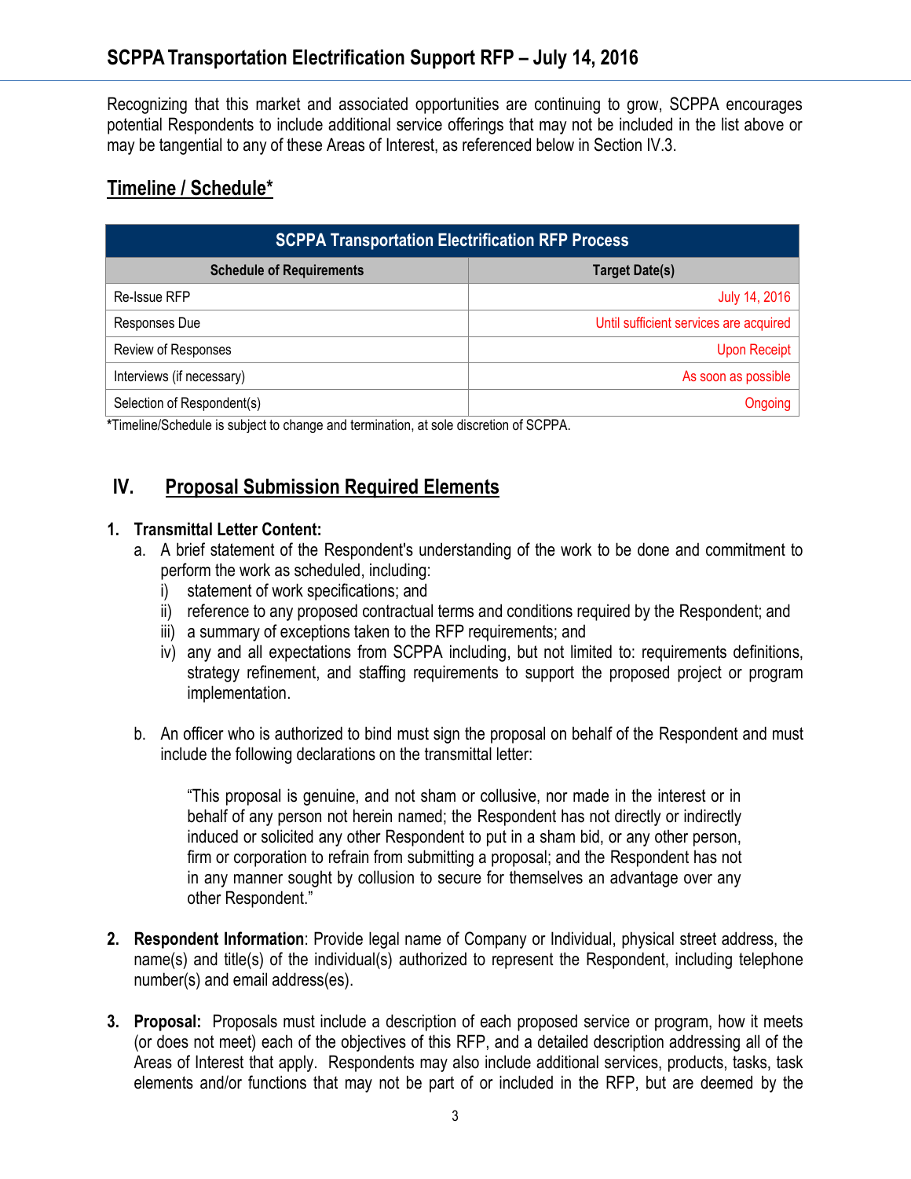Recognizing that this market and associated opportunities are continuing to grow, SCPPA encourages potential Respondents to include additional service offerings that may not be included in the list above or may be tangential to any of these Areas of Interest, as referenced below in Section IV.3.

## Timeline / Schedule*

| SCPPA Transportation Electrification RFP Process | |
|---|---|
| **Schedule of Requirements** | **Target Date(s)** |
| Re-Issue RFP | July 14, 2016 |
| Responses Due | Until sufficient services are acquired |
| Review of Responses | Upon Receipt |
| Interviews (if necessary) | As soon as possible |
| Selection of Respondent(s) | Ongoing |

*Timeline/Schedule is subject to change and termination, at sole discretion of SCPPA.

## IV. Proposal Submission Required Elements

1. **Transmittal Letter Content:**
   a. A brief statement of the Respondent's understanding of the work to be done and commitment to perform the work as scheduled, including:
      i) statement of work specifications; and
      ii) reference to any proposed contractual terms and conditions required by the Respondent; and
      iii) a summary of exceptions taken to the RFP requirements; and
      iv) any and all expectations from SCPPA including, but not limited to: requirements definitions, strategy refinement, and staffing requirements to support the proposed project or program implementation.

   b. An officer who is authorized to bind must sign the proposal on behalf of the Respondent and must include the following declarations on the transmittal letter:

      "This proposal is genuine, and not sham or collusive, nor made in the interest or in behalf of any person not herein named; the Respondent has not directly or indirectly induced or solicited any other Respondent to put in a sham bid, or any other person, firm or corporation to refrain from submitting a proposal; and the Respondent has not in any manner sought by collusion to secure for themselves an advantage over any other Respondent."

2. **Respondent Information**: Provide legal name of Company or Individual, physical street address, the name(s) and title(s) of the individual(s) authorized to represent the Respondent, including telephone number(s) and email address(es).

3. **Proposal:** Proposals must include a description of each proposed service or program, how it meets (or does not meet) each of the objectives of this RFP, and a detailed description addressing all of the Areas of Interest that apply. Respondents may also include additional services, products, tasks, task elements and/or functions that may not be part of or included in the RFP, but are deemed by the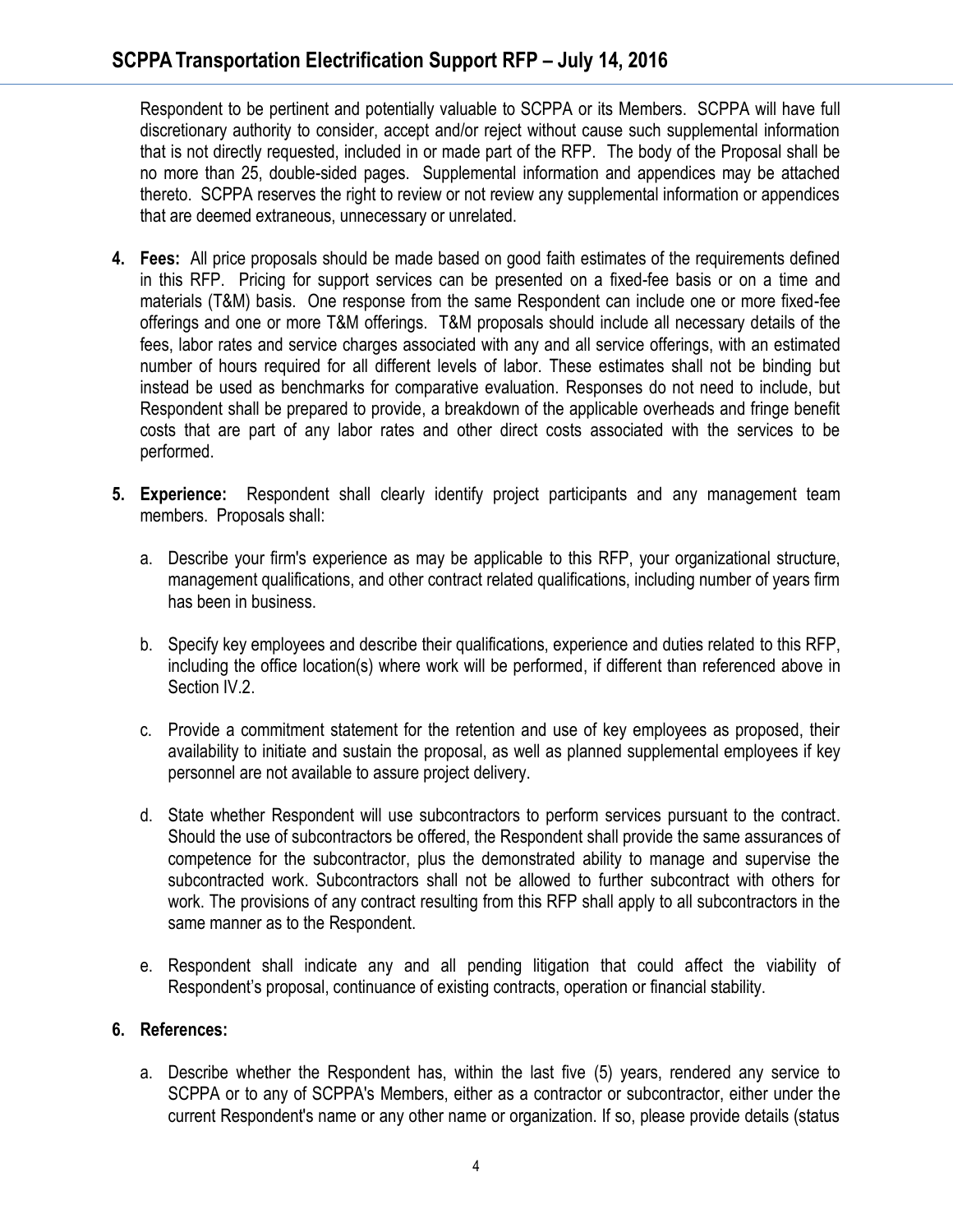Respondent to be pertinent and potentially valuable to SCPPA or its Members. SCPPA will have full discretionary authority to consider, accept and/or reject without cause such supplemental information that is not directly requested, included in or made part of the RFP. The body of the Proposal shall be no more than 25, double-sided pages. Supplemental information and appendices may be attached thereto. SCPPA reserves the right to review or not review any supplemental information or appendices that are deemed extraneous, unnecessary or unrelated.

4. **Fees:** All price proposals should be made based on good faith estimates of the requirements defined in this RFP. Pricing for support services can be presented on a fixed-fee basis or on a time and materials (T&M) basis. One response from the same Respondent can include one or more fixed-fee offerings and one or more T&M offerings. T&M proposals should include all necessary details of the fees, labor rates and service charges associated with any and all service offerings, with an estimated number of hours required for all different levels of labor. These estimates shall not be binding but instead be used as benchmarks for comparative evaluation. Responses do not need to include, but Respondent shall be prepared to provide, a breakdown of the applicable overheads and fringe benefit costs that are part of any labor rates and other direct costs associated with the services to be performed.

5. **Experience:** Respondent shall clearly identify project participants and any management team members. Proposals shall:

   a. Describe your firm's experience as may be applicable to this RFP, your organizational structure, management qualifications, and other contract related qualifications, including number of years firm has been in business.

   b. Specify key employees and describe their qualifications, experience and duties related to this RFP, including the office location(s) where work will be performed, if different than referenced above in Section IV.2.

   c. Provide a commitment statement for the retention and use of key employees as proposed, their availability to initiate and sustain the proposal, as well as planned supplemental employees if key personnel are not available to assure project delivery.

   d. State whether Respondent will use subcontractors to perform services pursuant to the contract. Should the use of subcontractors be offered, the Respondent shall provide the same assurances of competence for the subcontractor, plus the demonstrated ability to manage and supervise the subcontracted work. Subcontractors shall not be allowed to further subcontract with others for work. The provisions of any contract resulting from this RFP shall apply to all subcontractors in the same manner as to the Respondent.

   e. Respondent shall indicate any and all pending litigation that could affect the viability of Respondent's proposal, continuance of existing contracts, operation or financial stability.

6. **References:**

   a. Describe whether the Respondent has, within the last five (5) years, rendered any service to SCPPA or to any of SCPPA's Members, either as a contractor or subcontractor, either under the current Respondent's name or any other name or organization. If so, please provide details (status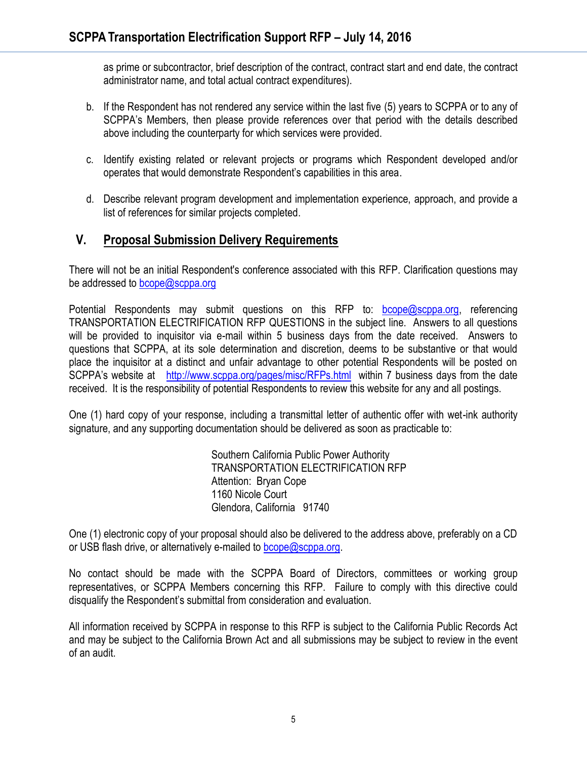as prime or subcontractor, brief description of the contract, contract start and end date, the contract administrator name, and total actual contract expenditures).

b. If the Respondent has not rendered any service within the last five (5) years to SCPPA or to any of SCPPA's Members, then please provide references over that period with the details described above including the counterparty for which services were provided.

c. Identify existing related or relevant projects or programs which Respondent developed and/or operates that would demonstrate Respondent's capabilities in this area.

d. Describe relevant program development and implementation experience, approach, and provide a list of references for similar projects completed.

## V. Proposal Submission Delivery Requirements

There will not be an initial Respondent's conference associated with this RFP. Clarification questions may be addressed to bcope@scppa.org

Potential Respondents may submit questions on this RFP to: bcope@scppa.org, referencing TRANSPORTATION ELECTRIFICATION RFP QUESTIONS in the subject line. Answers to all questions will be provided to inquisitor via e-mail within 5 business days from the date received. Answers to questions that SCPPA, at its sole determination and discretion, deems to be substantive or that would place the inquisitor at a distinct and unfair advantage to other potential Respondents will be posted on SCPPA's website at http://www.scppa.org/pages/misc/RFPs.html within 7 business days from the date received. It is the responsibility of potential Respondents to review this website for any and all postings.

One (1) hard copy of your response, including a transmittal letter of authentic offer with wet-ink authority signature, and any supporting documentation should be delivered as soon as practicable to:

Southern California Public Power Authority
TRANSPORTATION ELECTRIFICATION RFP
Attention: Bryan Cope
1160 Nicole Court
Glendora, California 91740

One (1) electronic copy of your proposal should also be delivered to the address above, preferably on a CD or USB flash drive, or alternatively e-mailed to bcope@scppa.org.

No contact should be made with the SCPPA Board of Directors, committees or working group representatives, or SCPPA Members concerning this RFP. Failure to comply with this directive could disqualify the Respondent's submittal from consideration and evaluation.

All information received by SCPPA in response to this RFP is subject to the California Public Records Act and may be subject to the California Brown Act and all submissions may be subject to review in the event of an audit.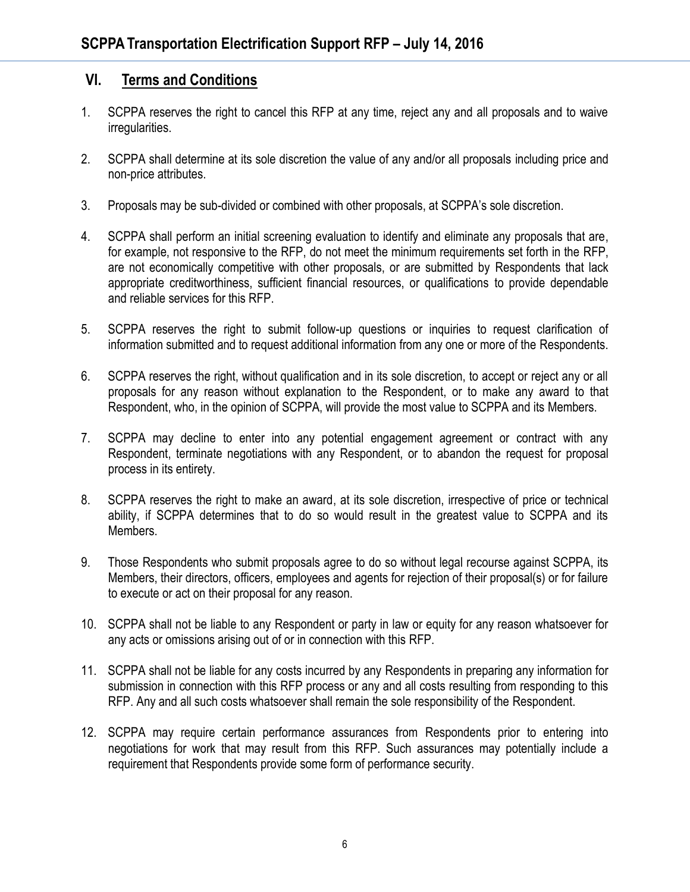## VI. Terms and Conditions

1. SCPPA reserves the right to cancel this RFP at any time, reject any and all proposals and to waive irregularities.

2. SCPPA shall determine at its sole discretion the value of any and/or all proposals including price and non-price attributes.

3. Proposals may be sub-divided or combined with other proposals, at SCPPA's sole discretion.

4. SCPPA shall perform an initial screening evaluation to identify and eliminate any proposals that are, for example, not responsive to the RFP, do not meet the minimum requirements set forth in the RFP, are not economically competitive with other proposals, or are submitted by Respondents that lack appropriate creditworthiness, sufficient financial resources, or qualifications to provide dependable and reliable services for this RFP.

5. SCPPA reserves the right to submit follow-up questions or inquiries to request clarification of information submitted and to request additional information from any one or more of the Respondents.

6. SCPPA reserves the right, without qualification and in its sole discretion, to accept or reject any or all proposals for any reason without explanation to the Respondent, or to make any award to that Respondent, who, in the opinion of SCPPA, will provide the most value to SCPPA and its Members.

7. SCPPA may decline to enter into any potential engagement agreement or contract with any Respondent, terminate negotiations with any Respondent, or to abandon the request for proposal process in its entirety.

8. SCPPA reserves the right to make an award, at its sole discretion, irrespective of price or technical ability, if SCPPA determines that to do so would result in the greatest value to SCPPA and its Members.

9. Those Respondents who submit proposals agree to do so without legal recourse against SCPPA, its Members, their directors, officers, employees and agents for rejection of their proposal(s) or for failure to execute or act on their proposal for any reason.

10. SCPPA shall not be liable to any Respondent or party in law or equity for any reason whatsoever for any acts or omissions arising out of or in connection with this RFP.

11. SCPPA shall not be liable for any costs incurred by any Respondents in preparing any information for submission in connection with this RFP process or any and all costs resulting from responding to this RFP. Any and all such costs whatsoever shall remain the sole responsibility of the Respondent.

12. SCPPA may require certain performance assurances from Respondents prior to entering into negotiations for work that may result from this RFP. Such assurances may potentially include a requirement that Respondents provide some form of performance security.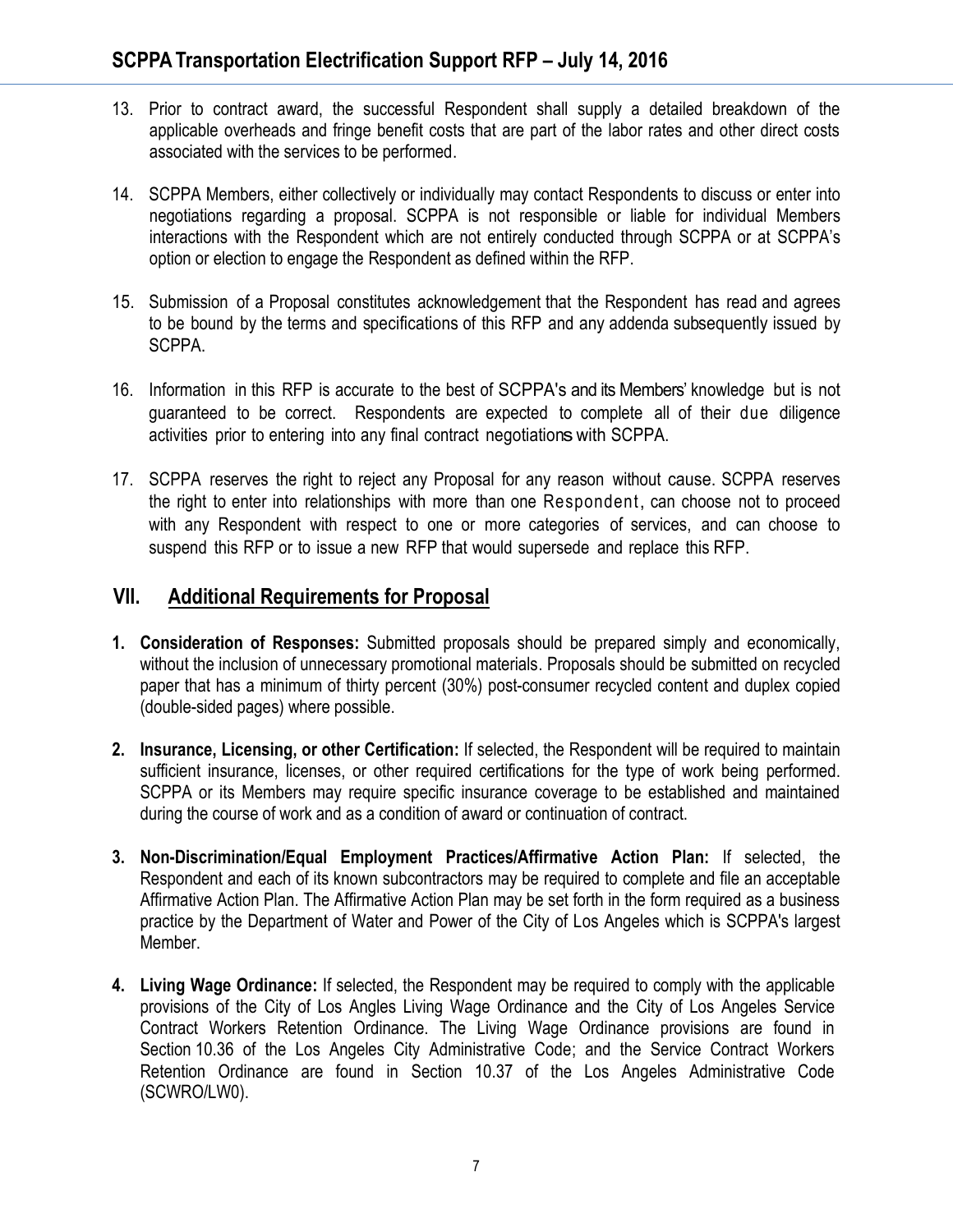13. Prior to contract award, the successful Respondent shall supply a detailed breakdown of the applicable overheads and fringe benefit costs that are part of the labor rates and other direct costs associated with the services to be performed.

14. SCPPA Members, either collectively or individually may contact Respondents to discuss or enter into negotiations regarding a proposal. SCPPA is not responsible or liable for individual Members interactions with the Respondent which are not entirely conducted through SCPPA or at SCPPA's option or election to engage the Respondent as defined within the RFP.

15. Submission of a Proposal constitutes acknowledgement that the Respondent has read and agrees to be bound by the terms and specifications of this RFP and any addenda subsequently issued by SCPPA.

16. Information in this RFP is accurate to the best of SCPPA's and its Members' knowledge but is not guaranteed to be correct. Respondents are expected to complete all of their due diligence activities prior to entering into any final contract negotiations with SCPPA.

17. SCPPA reserves the right to reject any Proposal for any reason without cause. SCPPA reserves the right to enter into relationships with more than one Respondent, can choose not to proceed with any Respondent with respect to one or more categories of services, and can choose to suspend this RFP or to issue a new RFP that would supersede and replace this RFP.

## VII. Additional Requirements for Proposal

1. **Consideration of Responses:** Submitted proposals should be prepared simply and economically, without the inclusion of unnecessary promotional materials. Proposals should be submitted on recycled paper that has a minimum of thirty percent (30%) post-consumer recycled content and duplex copied (double-sided pages) where possible.

2. **Insurance, Licensing, or other Certification:** If selected, the Respondent will be required to maintain sufficient insurance, licenses, or other required certifications for the type of work being performed. SCPPA or its Members may require specific insurance coverage to be established and maintained during the course of work and as a condition of award or continuation of contract.

3. **Non-Discrimination/Equal Employment Practices/Affirmative Action Plan:** If selected, the Respondent and each of its known subcontractors may be required to complete and file an acceptable Affirmative Action Plan. The Affirmative Action Plan may be set forth in the form required as a business practice by the Department of Water and Power of the City of Los Angeles which is SCPPA's largest Member.

4. **Living Wage Ordinance:** If selected, the Respondent may be required to comply with the applicable provisions of the City of Los Angles Living Wage Ordinance and the City of Los Angeles Service Contract Workers Retention Ordinance. The Living Wage Ordinance provisions are found in Section 10.36 of the Los Angeles City Administrative Code; and the Service Contract Workers Retention Ordinance are found in Section 10.37 of the Los Angeles Administrative Code (SCWRO/LW0).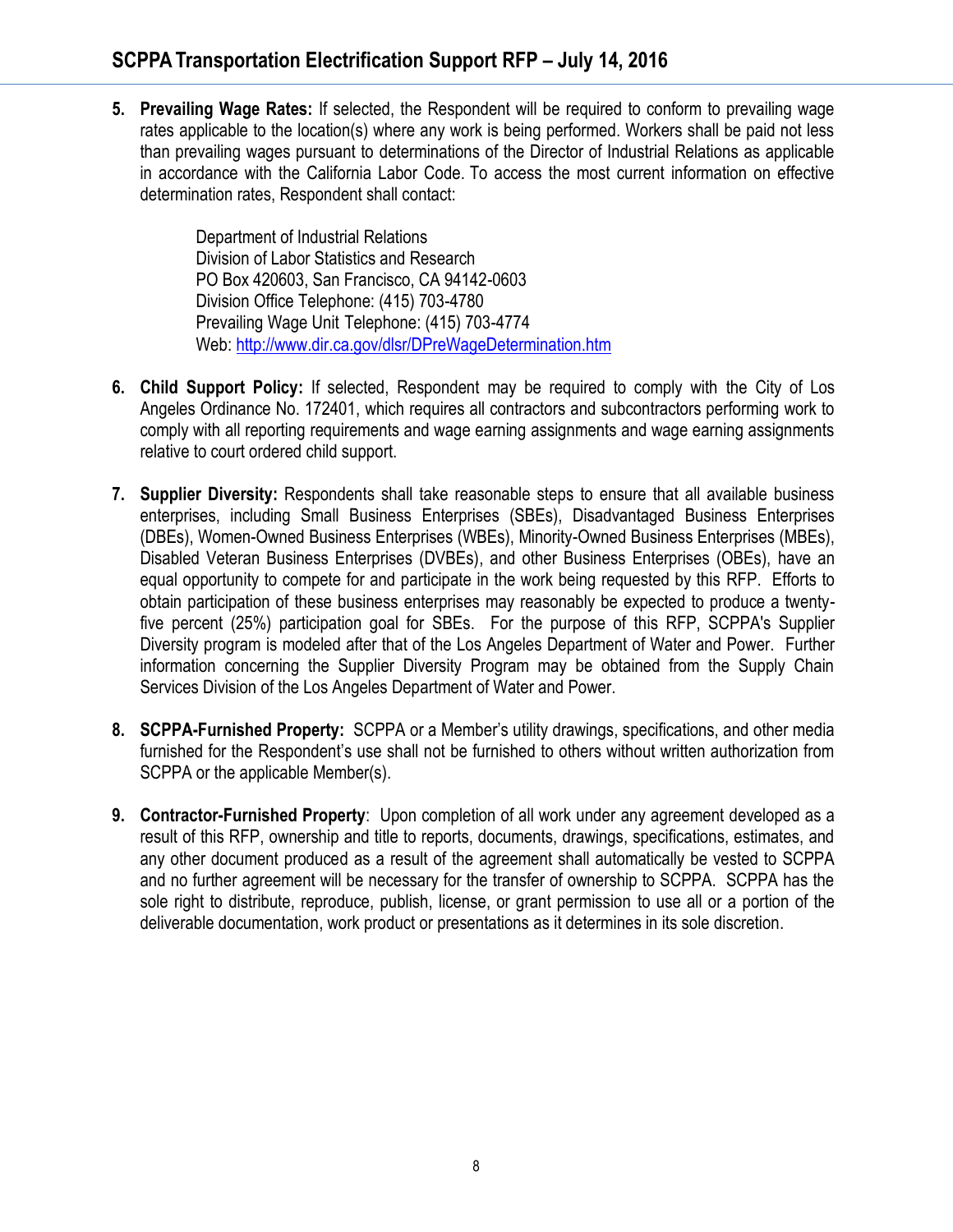5. **Prevailing Wage Rates:** If selected, the Respondent will be required to conform to prevailing wage rates applicable to the location(s) where any work is being performed. Workers shall be paid not less than prevailing wages pursuant to determinations of the Director of Industrial Relations as applicable in accordance with the California Labor Code. To access the most current information on effective determination rates, Respondent shall contact:

   Department of Industrial Relations
   Division of Labor Statistics and Research
   PO Box 420603, San Francisco, CA 94142-0603
   Division Office Telephone: (415) 703-4780
   Prevailing Wage Unit Telephone: (415) 703-4774
   Web: http://www.dir.ca.gov/dlsr/DPreWageDetermination.htm

6. **Child Support Policy:** If selected, Respondent may be required to comply with the City of Los Angeles Ordinance No. 172401, which requires all contractors and subcontractors performing work to comply with all reporting requirements and wage earning assignments and wage earning assignments relative to court ordered child support.

7. **Supplier Diversity:** Respondents shall take reasonable steps to ensure that all available business enterprises, including Small Business Enterprises (SBEs), Disadvantaged Business Enterprises (DBEs), Women-Owned Business Enterprises (WBEs), Minority-Owned Business Enterprises (MBEs), Disabled Veteran Business Enterprises (DVBEs), and other Business Enterprises (OBEs), have an equal opportunity to compete for and participate in the work being requested by this RFP. Efforts to obtain participation of these business enterprises may reasonably be expected to produce a twenty-five percent (25%) participation goal for SBEs. For the purpose of this RFP, SCPPA's Supplier Diversity program is modeled after that of the Los Angeles Department of Water and Power. Further information concerning the Supplier Diversity Program may be obtained from the Supply Chain Services Division of the Los Angeles Department of Water and Power.

8. **SCPPA-Furnished Property:** SCPPA or a Member's utility drawings, specifications, and other media furnished for the Respondent's use shall not be furnished to others without written authorization from SCPPA or the applicable Member(s).

9. **Contractor-Furnished Property**: Upon completion of all work under any agreement developed as a result of this RFP, ownership and title to reports, documents, drawings, specifications, estimates, and any other document produced as a result of the agreement shall automatically be vested to SCPPA and no further agreement will be necessary for the transfer of ownership to SCPPA. SCPPA has the sole right to distribute, reproduce, publish, license, or grant permission to use all or a portion of the deliverable documentation, work product or presentations as it determines in its sole discretion.